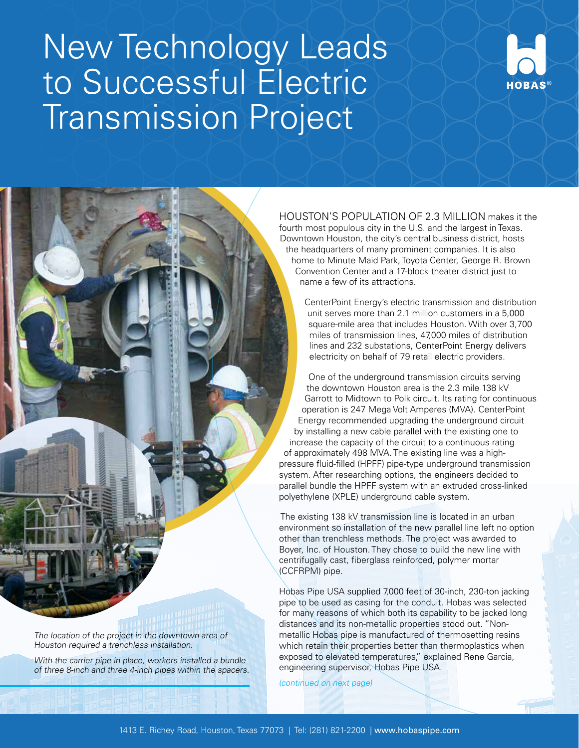# New Technology Leads to Successful Electric Transmission Project

HOUSTON'S POPULATION OF 2.3 MILLION makes it the fourth most populous city in the U.S. and the largest in Texas. Downtown Houston, the city's central business district, hosts the headquarters of many prominent companies. It is also home to Minute Maid Park, Toyota Center, George R. Brown Convention Center and a 17-block theater district just to name a few of its attractions.

CenterPoint Energy's electric transmission and distribution unit serves more than 2.1 million customers in a 5,000 square-mile area that includes Houston. With over 3,700 miles of transmission lines, 47,000 miles of distribution lines and 232 substations, CenterPoint Energy delivers electricity on behalf of 79 retail electric providers.

One of the underground transmission circuits serving the downtown Houston area is the 2.3 mile 138 kV Garrott to Midtown to Polk circuit. Its rating for continuous operation is 247 Mega Volt Amperes (MVA). CenterPoint Energy recommended upgrading the underground circuit by installing a new cable parallel with the existing one to increase the capacity of the circuit to a continuous rating of approximately 498 MVA. The existing line was a high-pressure fluid-filled (HPFF) pipe-type underground transmission system. After researching options, the engineers decided to parallel bundle the HPFF system with an extruded cross-linked polyethylene (XPLE) underground cable system.

The existing 138 kV transmission line is located in an urban environment so installation of the new parallel line left no option other than trenchless methods. The project was awarded to Boyer, Inc. of Houston. They chose to build the new line with centrifugally cast, fiberglass reinforced, polymer mortar (CCFRPM) pipe.

Hobas Pipe USA supplied 7,000 feet of 30-inch, 230-ton jacking pipe to be used as casing for the conduit. Hobas was selected for many reasons of which both its capability to be jacked long distances and its non-metallic properties stood out. "Non-metallic Hobas pipe is manufactured of thermosetting resins which retain their properties better than thermoplastics when exposed to elevated temperatures," explained Rene Garcia, engineering supervisor, Hobas Pipe USA.

*(continued on next page)*

*The location of the project in the downtown area of Houston required a trenchless installation.*

*With the carrier pipe in place, workers installed a bundle of three 8-inch and three 4-inch pipes within the spacers.*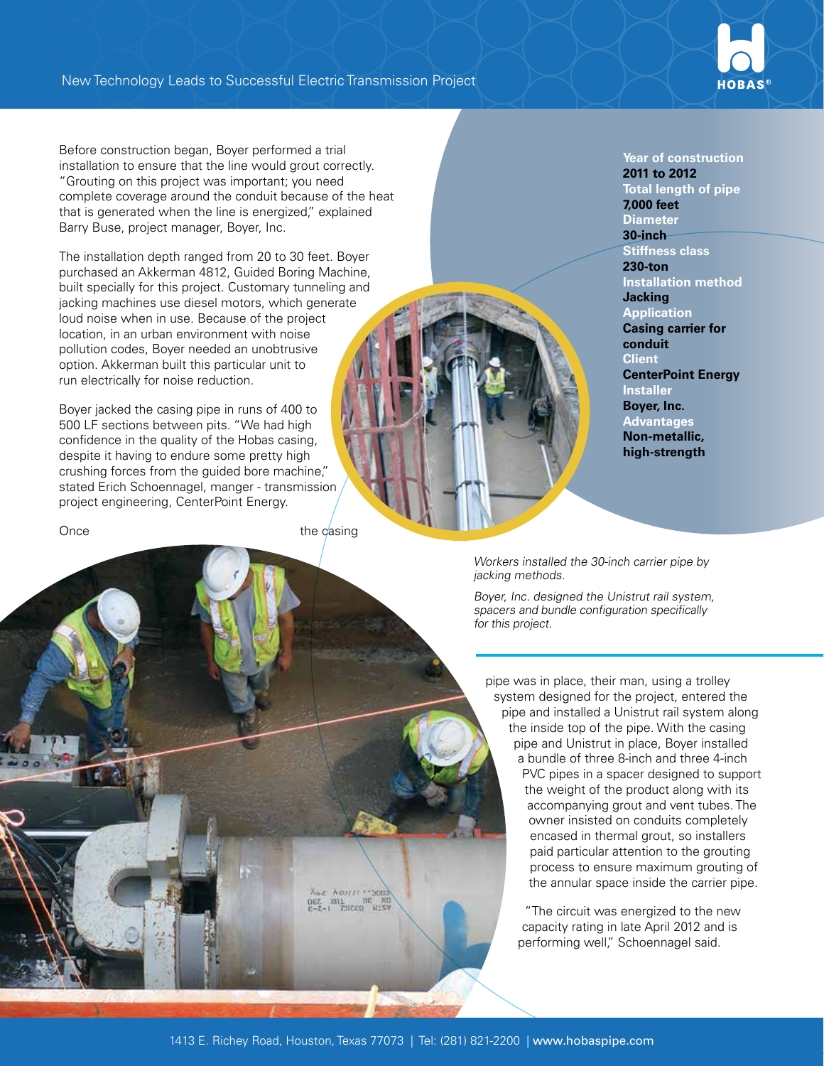Before construction began, Boyer performed a trial installation to ensure that the line would grout correctly. "Grouting on this project was important; you need complete coverage around the conduit because of the heat that is generated when the line is energized," explained Barry Buse, project manager, Boyer, Inc.

The installation depth ranged from 20 to 30 feet. Boyer purchased an Akkerman 4812, Guided Boring Machine, built specially for this project. Customary tunneling and jacking machines use diesel motors, which generate loud noise when in use. Because of the project location, in an urban environment with noise pollution codes, Boyer needed an unobtrusive option. Akkerman built this particular unit to run electrically for noise reduction.

Boyer jacked the casing pipe in runs of 400 to 500 LF sections between pits. "We had high confidence in the quality of the Hobas casing, despite it having to endure some pretty high crushing forces from the guided bore machine," stated Erich Schoennagel, manger - transmission project engineering, CenterPoint Energy.

Once the casing pipe was in place, their man, using a trolley system designed for the project, entered the pipe and installed a Unistrut rail system along the inside top of the pipe. With the casing pipe and Unistrut in place, Boyer installed a bundle of three 8-inch and three 4-inch PVC pipes in a spacer designed to support the weight of the product along with its accompanying grout and vent tubes. The owner insisted on conduits completely encased in thermal grout, so installers paid particular attention to the grouting process to ensure maximum grouting of the annular space inside the carrier pipe.

"The circuit was energized to the new capacity rating in late April 2012 and is performing well," Schoennagel said.

**Year of construction**
**2011 to 2012**
**Total length of pipe**
**7,000 feet**
**Diameter**
**30-inch**
**Stiffness class**
**230-ton**
**Installation method**
**Jacking**
**Application**
**Casing carrier for conduit**
**Client**
**CenterPoint Energy**
**Installer**
**Boyer, Inc.**
**Advantages**
**Non-metallic, high-strength**

*Workers installed the 30-inch carrier pipe by jacking methods.*

*Boyer, Inc. designed the Unistrut rail system, spacers and bundle configuration specifically for this project.*